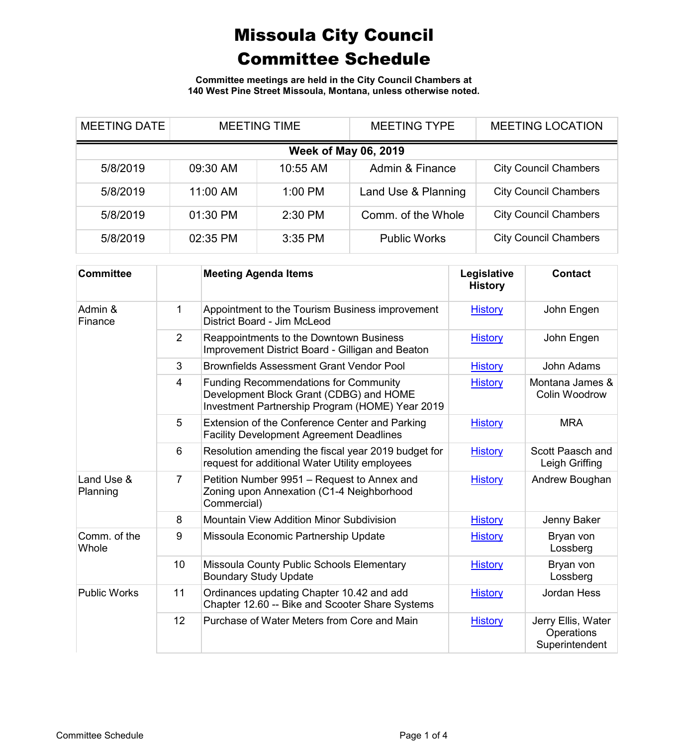# Missoula City Council
# Committee Schedule

**Committee meetings are held in the City Council Chambers at 140 West Pine Street Missoula, Montana, unless otherwise noted.**

| MEETING DATE | MEETING TIME | | MEETING TYPE | MEETING LOCATION |
|---|---|---|---|---|
| **Week of May 06, 2019** | | | | |
| 5/8/2019 | 09:30 AM | 10:55 AM | Admin & Finance | City Council Chambers |
| 5/8/2019 | 11:00 AM | 1:00 PM | Land Use & Planning | City Council Chambers |
| 5/8/2019 | 01:30 PM | 2:30 PM | Comm. of the Whole | City Council Chambers |
| 5/8/2019 | 02:35 PM | 3:35 PM | Public Works | City Council Chambers |

| Committee | | Meeting Agenda Items | Legislative History | Contact |
|---|---|---|---|---|
| Admin & Finance | 1 | Appointment to the Tourism Business improvement District Board - Jim McLeod | History | John Engen |
| | 2 | Reappointments to the Downtown Business Improvement District Board - Gilligan and Beaton | History | John Engen |
| | 3 | Brownfields Assessment Grant Vendor Pool | History | John Adams |
| | 4 | Funding Recommendations for Community Development Block Grant (CDBG) and HOME Investment Partnership Program (HOME) Year 2019 | History | Montana James & Colin Woodrow |
| | 5 | Extension of the Conference Center and Parking Facility Development Agreement Deadlines | History | MRA |
| | 6 | Resolution amending the fiscal year 2019 budget for request for additional Water Utility employees | History | Scott Paasch and Leigh Griffing |
| Land Use & Planning | 7 | Petition Number 9951 – Request to Annex and Zoning upon Annexation (C1-4 Neighborhood Commercial) | History | Andrew Boughan |
| | 8 | Mountain View Addition Minor Subdivision | History | Jenny Baker |
| Comm. of the Whole | 9 | Missoula Economic Partnership Update | History | Bryan von Lossberg |
| | 10 | Missoula County Public Schools Elementary Boundary Study Update | History | Bryan von Lossberg |
| Public Works | 11 | Ordinances updating Chapter 10.42 and add Chapter 12.60 -- Bike and Scooter Share Systems | History | Jordan Hess |
| | 12 | Purchase of Water Meters from Core and Main | History | Jerry Ellis, Water Operations Superintendent |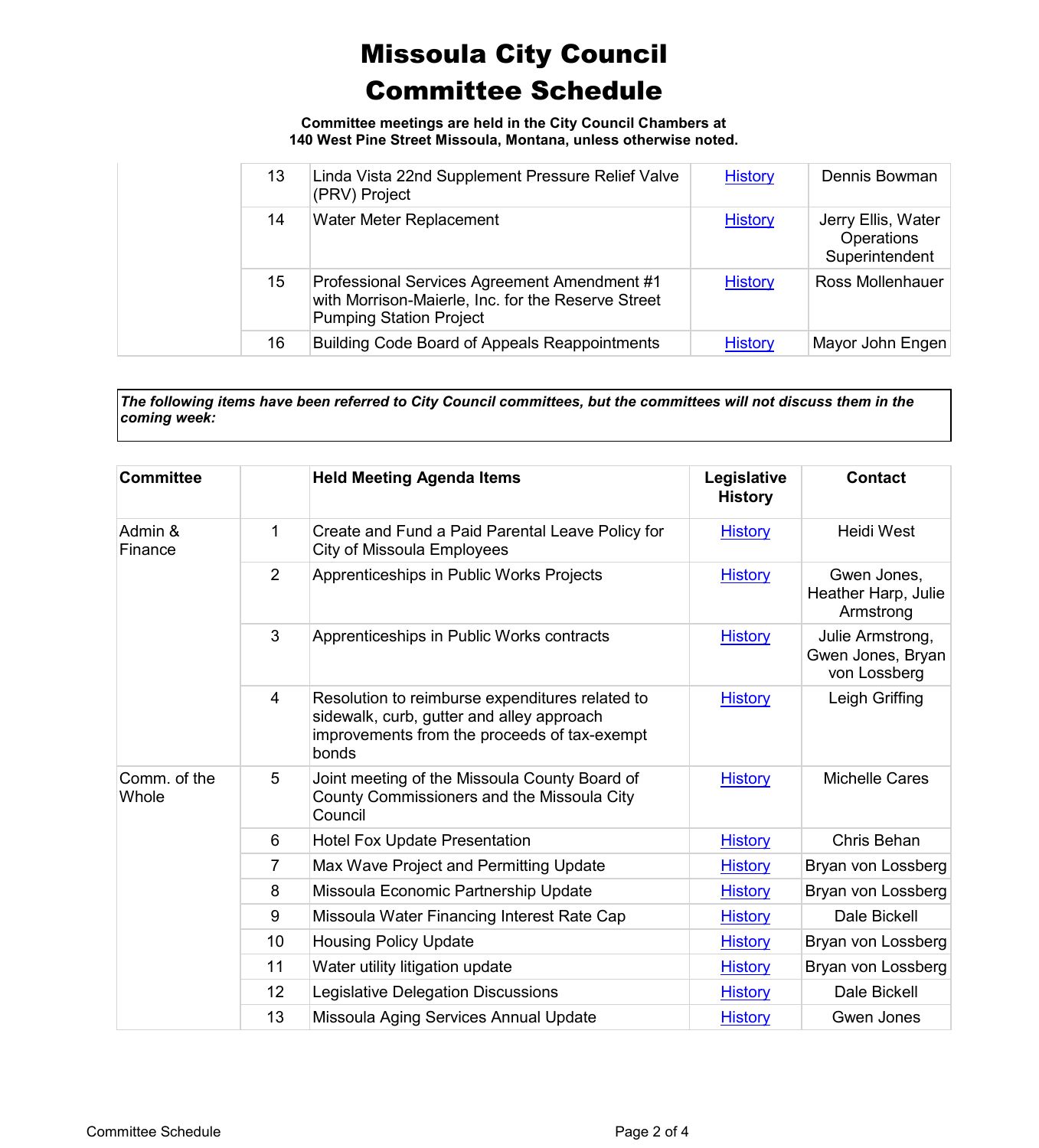# Missoula City Council Committee Schedule

**Committee meetings are held in the City Council Chambers at 140 West Pine Street Missoula, Montana, unless otherwise noted.**

| | | | | |
|---|---|---|---|---|
| | 13 | Linda Vista 22nd Supplement Pressure Relief Valve (PRV) Project | History | Dennis Bowman |
| | 14 | Water Meter Replacement | History | Jerry Ellis, Water Operations Superintendent |
| | 15 | Professional Services Agreement Amendment #1 with Morrison-Maierle, Inc. for the Reserve Street Pumping Station Project | History | Ross Mollenhauer |
| | 16 | Building Code Board of Appeals Reappointments | History | Mayor John Engen |

***The following items have been referred to City Council committees, but the committees will not discuss them in the coming week:***

| Committee | | Held Meeting Agenda Items | Legislative History | Contact |
|---|---|---|---|---|
| Admin & Finance | 1 | Create and Fund a Paid Parental Leave Policy for City of Missoula Employees | History | Heidi West |
| | 2 | Apprenticeships in Public Works Projects | History | Gwen Jones, Heather Harp, Julie Armstrong |
| | 3 | Apprenticeships in Public Works contracts | History | Julie Armstrong, Gwen Jones, Bryan von Lossberg |
| | 4 | Resolution to reimburse expenditures related to sidewalk, curb, gutter and alley approach improvements from the proceeds of tax-exempt bonds | History | Leigh Griffing |
| Comm. of the Whole | 5 | Joint meeting of the Missoula County Board of County Commissioners and the Missoula City Council | History | Michelle Cares |
| | 6 | Hotel Fox Update Presentation | History | Chris Behan |
| | 7 | Max Wave Project and Permitting Update | History | Bryan von Lossberg |
| | 8 | Missoula Economic Partnership Update | History | Bryan von Lossberg |
| | 9 | Missoula Water Financing Interest Rate Cap | History | Dale Bickell |
| | 10 | Housing Policy Update | History | Bryan von Lossberg |
| | 11 | Water utility litigation update | History | Bryan von Lossberg |
| | 12 | Legislative Delegation Discussions | History | Dale Bickell |
| | 13 | Missoula Aging Services Annual Update | History | Gwen Jones |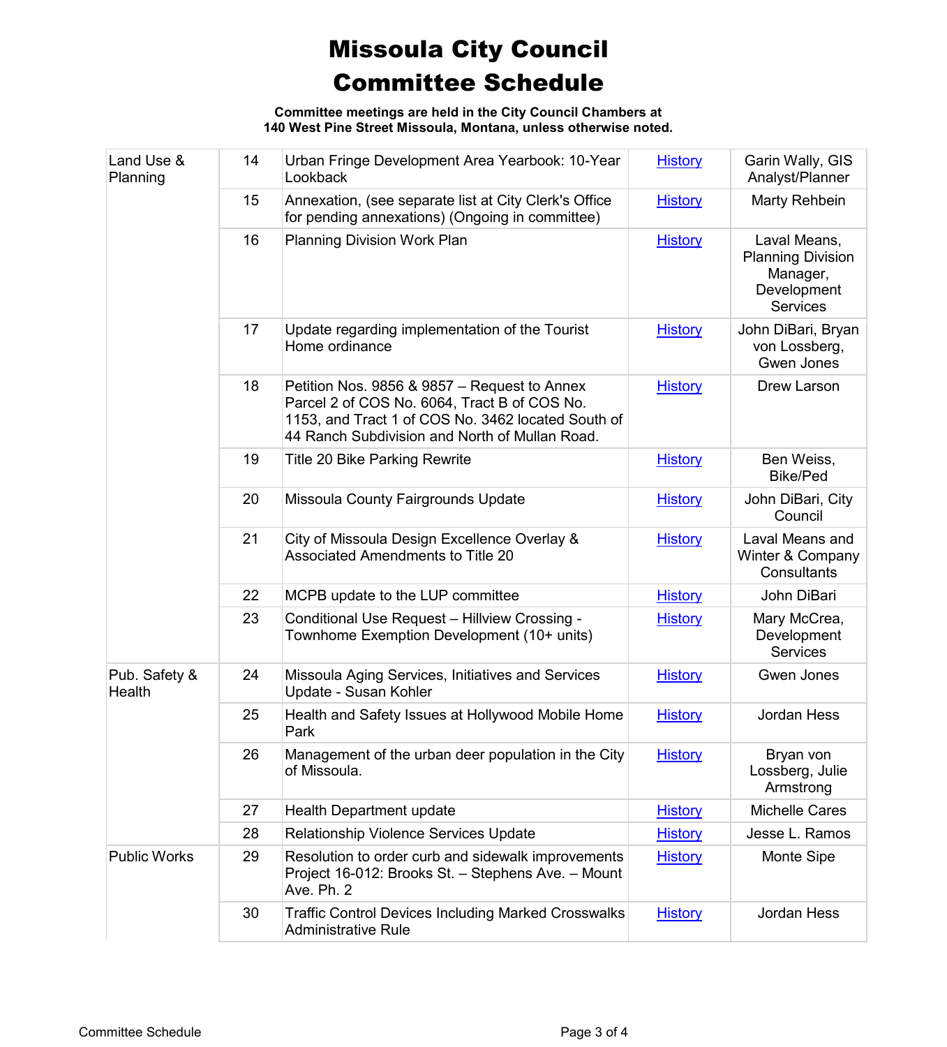# Missoula City Council Committee Schedule

**Committee meetings are held in the City Council Chambers at 140 West Pine Street Missoula, Montana, unless otherwise noted.**

| | | | | |
|---|---|---|---|---|
| Land Use & Planning | 14 | Urban Fringe Development Area Yearbook: 10-Year Lookback | History | Garin Wally, GIS Analyst/Planner |
| | 15 | Annexation, (see separate list at City Clerk's Office for pending annexations) (Ongoing in committee) | History | Marty Rehbein |
| | 16 | Planning Division Work Plan | History | Laval Means, Planning Division Manager, Development Services |
| | 17 | Update regarding implementation of the Tourist Home ordinance | History | John DiBari, Bryan von Lossberg, Gwen Jones |
| | 18 | Petition Nos. 9856 & 9857 – Request to Annex Parcel 2 of COS No. 6064, Tract B of COS No. 1153, and Tract 1 of COS No. 3462 located South of 44 Ranch Subdivision and North of Mullan Road. | History | Drew Larson |
| | 19 | Title 20 Bike Parking Rewrite | History | Ben Weiss, Bike/Ped |
| | 20 | Missoula County Fairgrounds Update | History | John DiBari, City Council |
| | 21 | City of Missoula Design Excellence Overlay & Associated Amendments to Title 20 | History | Laval Means and Winter & Company Consultants |
| | 22 | MCPB update to the LUP committee | History | John DiBari |
| | 23 | Conditional Use Request – Hillview Crossing - Townhome Exemption Development (10+ units) | History | Mary McCrea, Development Services |
| Pub. Safety & Health | 24 | Missoula Aging Services, Initiatives and Services Update - Susan Kohler | History | Gwen Jones |
| | 25 | Health and Safety Issues at Hollywood Mobile Home Park | History | Jordan Hess |
| | 26 | Management of the urban deer population in the City of Missoula. | History | Bryan von Lossberg, Julie Armstrong |
| | 27 | Health Department update | History | Michelle Cares |
| | 28 | Relationship Violence Services Update | History | Jesse L. Ramos |
| Public Works | 29 | Resolution to order curb and sidewalk improvements Project 16-012: Brooks St. – Stephens Ave. – Mount Ave. Ph. 2 | History | Monte Sipe |
| | 30 | Traffic Control Devices Including Marked Crosswalks Administrative Rule | History | Jordan Hess |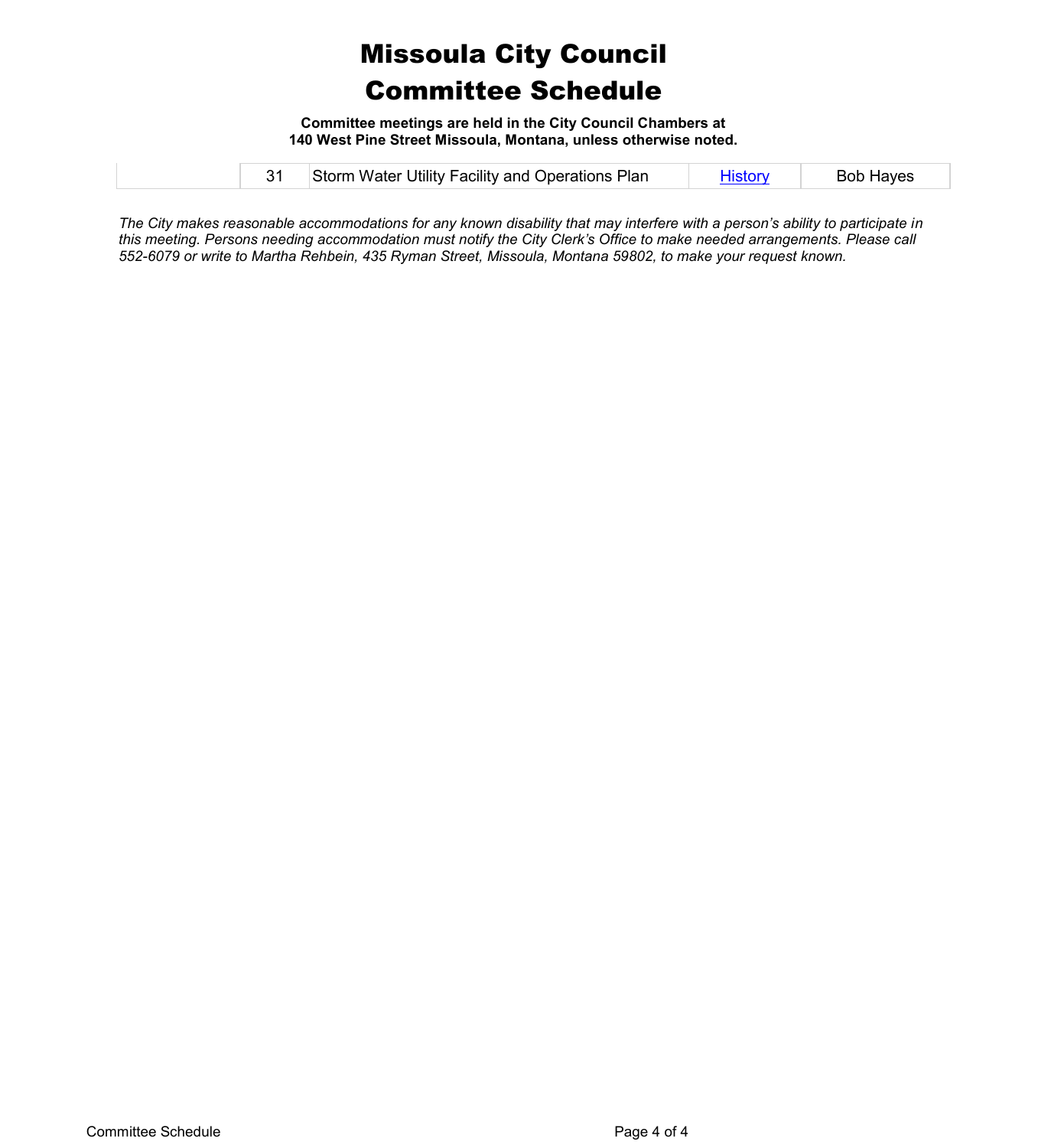# Missoula City Council
# Committee Schedule

**Committee meetings are held in the City Council Chambers at 140 West Pine Street Missoula, Montana, unless otherwise noted.**

| | | | | |
|---|---|---|---|---|
| | 31 | Storm Water Utility Facility and Operations Plan | History | Bob Hayes |

*The City makes reasonable accommodations for any known disability that may interfere with a person's ability to participate in this meeting. Persons needing accommodation must notify the City Clerk's Office to make needed arrangements. Please call 552-6079 or write to Martha Rehbein, 435 Ryman Street, Missoula, Montana 59802, to make your request known.*